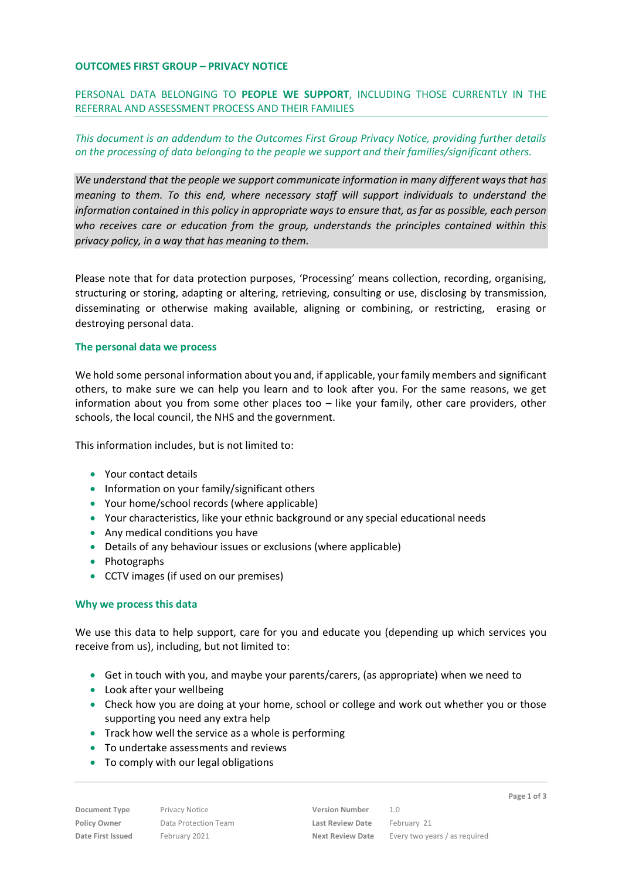# OUTCOMES FIRST GROUP – PRIVACY NOTICE

## PERSONAL DATA BELONGING TO **PEOPLE WE SUPPORT**, INCLUDING THOSE CURRENTLY IN THE REFERRAL AND ASSESSMENT PROCESS AND THEIR FAMILIES

*This document is an addendum to the Outcomes First Group Privacy Notice, providing further details on the processing of data belonging to the people we support and their families/significant others.*

*We understand that the people we support communicate information in many different ways that has meaning to them. To this end, where necessary staff will support individuals to understand the information contained in this policy in appropriate ways to ensure that, as far as possible, each person who receives care or education from the group, understands the principles contained within this privacy policy, in a way that has meaning to them.*

Please note that for data protection purposes, 'Processing' means collection, recording, organising, structuring or storing, adapting or altering, retrieving, consulting or use, disclosing by transmission, disseminating or otherwise making available, aligning or combining, or restricting, erasing or destroying personal data.

### The personal data we process

We hold some personal information about you and, if applicable, your family members and significant others, to make sure we can help you learn and to look after you. For the same reasons, we get information about you from some other places too – like your family, other care providers, other schools, the local council, the NHS and the government.

This information includes, but is not limited to:

- Your contact details
- Information on your family/significant others
- Your home/school records (where applicable)
- Your characteristics, like your ethnic background or any special educational needs
- Any medical conditions you have
- Details of any behaviour issues or exclusions (where applicable)
- Photographs
- CCTV images (if used on our premises)

### Why we process this data

We use this data to help support, care for you and educate you (depending up which services you receive from us), including, but not limited to:

- Get in touch with you, and maybe your parents/carers, (as appropriate) when we need to
- Look after your wellbeing
- Check how you are doing at your home, school or college and work out whether you or those supporting you need any extra help
- Track how well the service as a whole is performing
- To undertake assessments and reviews
- To comply with our legal obligations

| Document Type | Privacy Notice | Version Number | 1.0 |
|---|---|---|---|
| Policy Owner | Data Protection Team | Last Review Date | February 21 |
| Date First Issued | February 2021 | Next Review Date | Every two years / as required |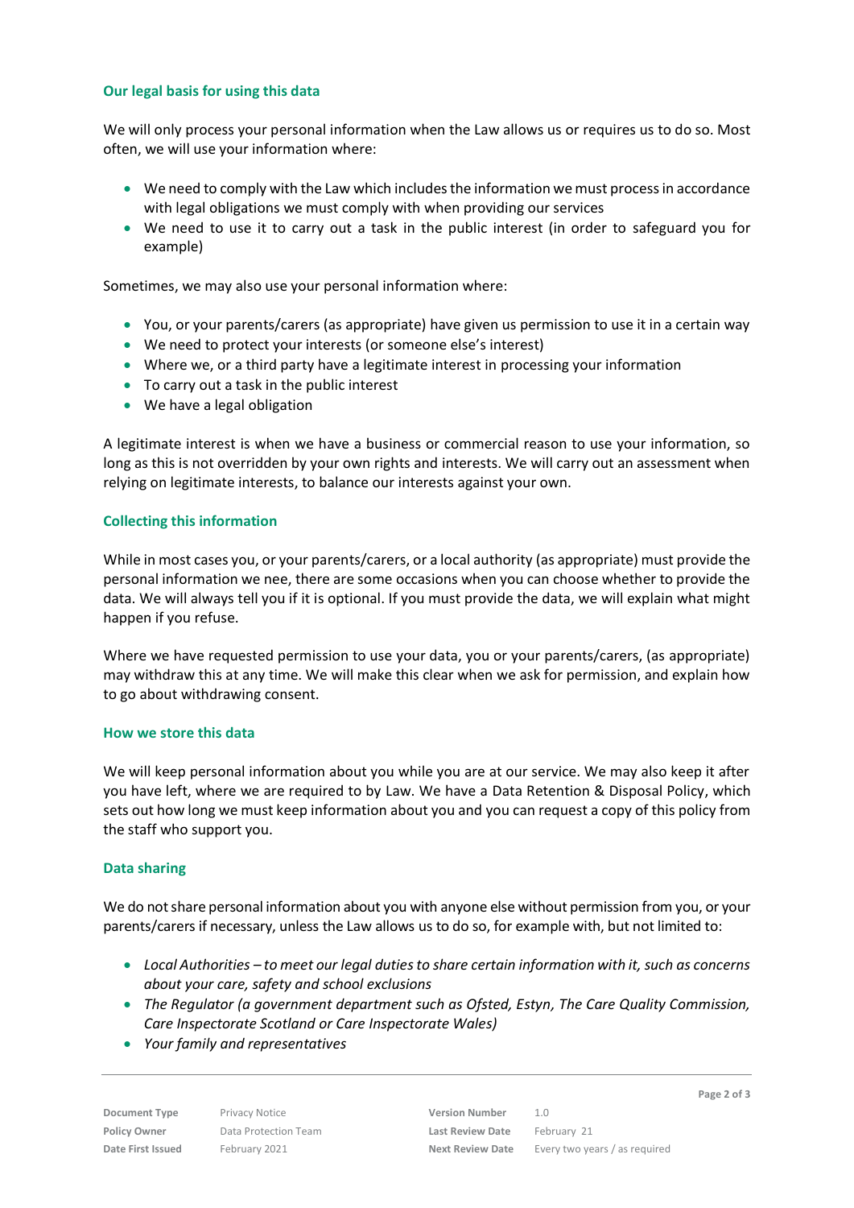### Our legal basis for using this data

We will only process your personal information when the Law allows us or requires us to do so. Most often, we will use your information where:

- We need to comply with the Law which includes the information we must process in accordance with legal obligations we must comply with when providing our services
- We need to use it to carry out a task in the public interest (in order to safeguard you for example)

Sometimes, we may also use your personal information where:

- You, or your parents/carers (as appropriate) have given us permission to use it in a certain way
- We need to protect your interests (or someone else's interest)
- Where we, or a third party have a legitimate interest in processing your information
- To carry out a task in the public interest
- We have a legal obligation

A legitimate interest is when we have a business or commercial reason to use your information, so long as this is not overridden by your own rights and interests. We will carry out an assessment when relying on legitimate interests, to balance our interests against your own.

### Collecting this information

While in most cases you, or your parents/carers, or a local authority (as appropriate) must provide the personal information we nee, there are some occasions when you can choose whether to provide the data. We will always tell you if it is optional. If you must provide the data, we will explain what might happen if you refuse.

Where we have requested permission to use your data, you or your parents/carers, (as appropriate) may withdraw this at any time. We will make this clear when we ask for permission, and explain how to go about withdrawing consent.

### How we store this data

We will keep personal information about you while you are at our service. We may also keep it after you have left, where we are required to by Law. We have a Data Retention & Disposal Policy, which sets out how long we must keep information about you and you can request a copy of this policy from the staff who support you.

### Data sharing

We do not share personal information about you with anyone else without permission from you, or your parents/carers if necessary, unless the Law allows us to do so, for example with, but not limited to:

- *Local Authorities – to meet our legal duties to share certain information with it, such as concerns about your care, safety and school exclusions*
- *The Regulator (a government department such as Ofsted, Estyn, The Care Quality Commission, Care Inspectorate Scotland or Care Inspectorate Wales)*
- *Your family and representatives*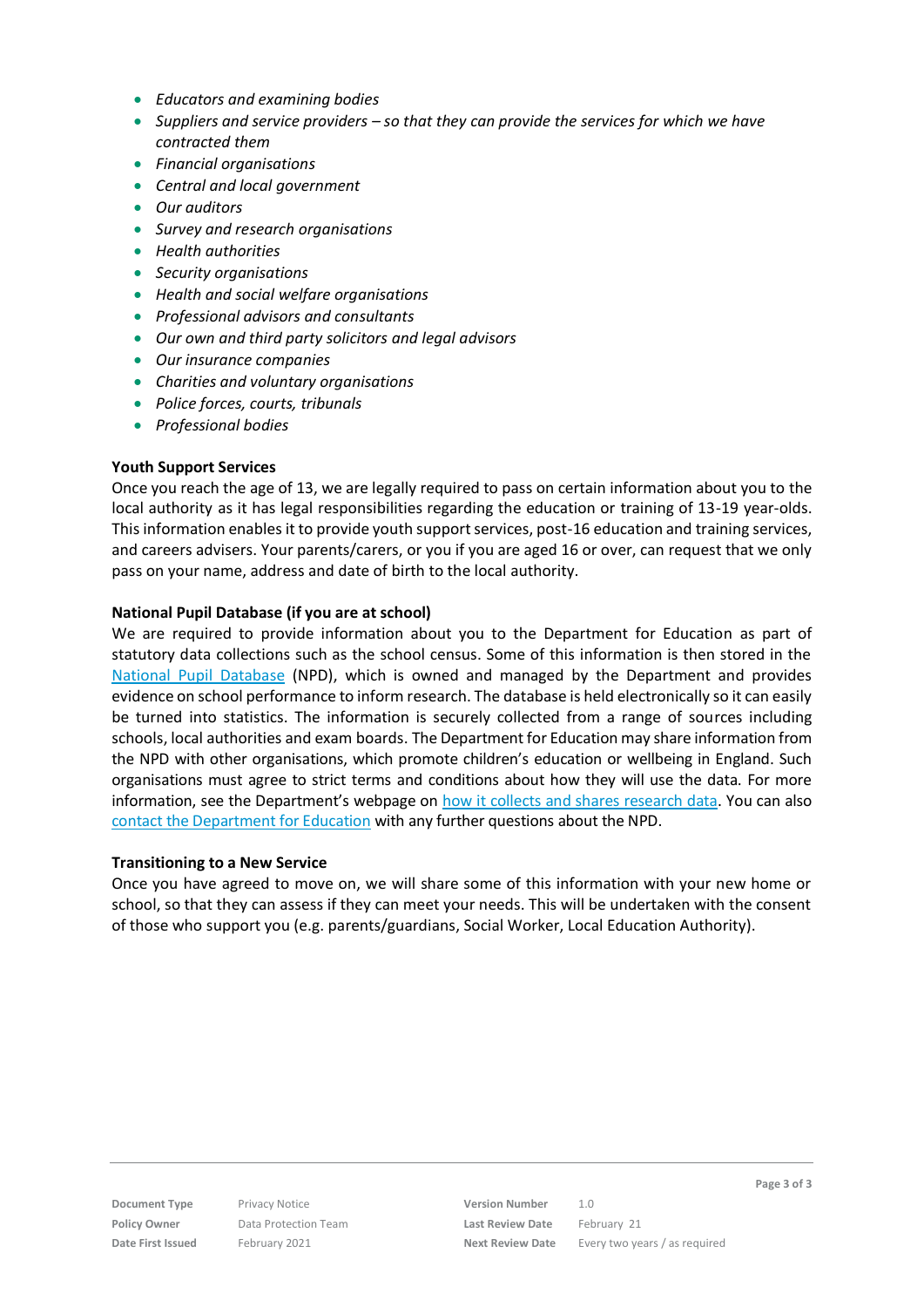- *Educators and examining bodies*
- *Suppliers and service providers – so that they can provide the services for which we have contracted them*
- *Financial organisations*
- *Central and local government*
- *Our auditors*
- *Survey and research organisations*
- *Health authorities*
- *Security organisations*
- *Health and social welfare organisations*
- *Professional advisors and consultants*
- *Our own and third party solicitors and legal advisors*
- *Our insurance companies*
- *Charities and voluntary organisations*
- *Police forces, courts, tribunals*
- *Professional bodies*

**Youth Support Services**

Once you reach the age of 13, we are legally required to pass on certain information about you to the local authority as it has legal responsibilities regarding the education or training of 13-19 year-olds. This information enables it to provide youth support services, post-16 education and training services, and careers advisers. Your parents/carers, or you if you are aged 16 or over, can request that we only pass on your name, address and date of birth to the local authority.

**National Pupil Database (if you are at school)**

We are required to provide information about you to the Department for Education as part of statutory data collections such as the school census. Some of this information is then stored in the National Pupil Database (NPD), which is owned and managed by the Department and provides evidence on school performance to inform research. The database is held electronically so it can easily be turned into statistics. The information is securely collected from a range of sources including schools, local authorities and exam boards. The Department for Education may share information from the NPD with other organisations, which promote children's education or wellbeing in England. Such organisations must agree to strict terms and conditions about how they will use the data. For more information, see the Department's webpage on how it collects and shares research data. You can also contact the Department for Education with any further questions about the NPD.

**Transitioning to a New Service**

Once you have agreed to move on, we will share some of this information with your new home or school, so that they can assess if they can meet your needs. This will be undertaken with the consent of those who support you (e.g. parents/guardians, Social Worker, Local Education Authority).

| | | | |
|---|---|---|---|
| **Document Type** | Privacy Notice | **Version Number** | 1.0 |
| **Policy Owner** | Data Protection Team | **Last Review Date** | February 21 |
| **Date First Issued** | February 2021 | **Next Review Date** | Every two years / as required |